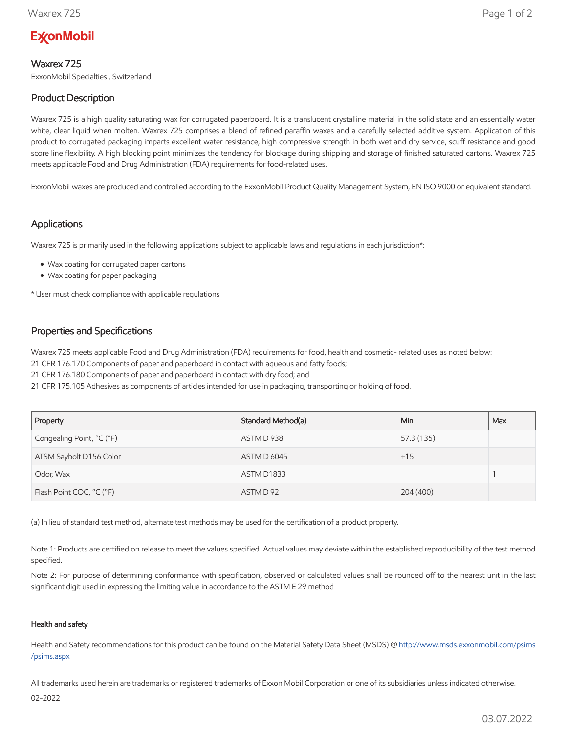ExxonMobil

# Waxrex 725

ExxonMobil Specialties , Switzerland

## Product Description

Waxrex 725 is a high quality saturating wax for corrugated paperboard. It is a translucent crystalline material in the solid state and an essentially water white, clear liquid when molten. Waxrex 725 comprises a blend of refined paraffin waxes and a carefully selected additive system. Application of this product to corrugated packaging imparts excellent water resistance, high compressive strength in both wet and dry service, scuff resistance and good score line flexibility. A high blocking point minimizes the tendency for blockage during shipping and storage of finished saturated cartons. Waxrex 725 meets applicable Food and Drug Administration (FDA) requirements for food-related uses.

ExxonMobil waxes are produced and controlled according to the ExxonMobil Product Quality Management System, EN ISO 9000 or equivalent standard.

## Applications

Waxrex 725 is primarily used in the following applications subject to applicable laws and regulations in each jurisdiction*:

- Wax coating for corrugated paper cartons
- Wax coating for paper packaging

* User must check compliance with applicable regulations

## Properties and Specifications

Waxrex 725 meets applicable Food and Drug Administration (FDA) requirements for food, health and cosmetic- related uses as noted below:
21 CFR 176.170 Components of paper and paperboard in contact with aqueous and fatty foods;
21 CFR 176.180 Components of paper and paperboard in contact with dry food; and
21 CFR 175.105 Adhesives as components of articles intended for use in packaging, transporting or holding of food.

| Property | Standard Method(a) | Min | Max |
|---|---|---|---|
| Congealing Point, °C (°F) | ASTM D 938 | 57.3 (135) | |
| ATSM Saybolt D156 Color | ASTM D 6045 | +15 | |
| Odor, Wax | ASTM D1833 | | 1 |
| Flash Point COC, °C (°F) | ASTM D 92 | 204 (400) | |

(a) In lieu of standard test method, alternate test methods may be used for the certification of a product property.

Note 1: Products are certified on release to meet the values specified. Actual values may deviate within the established reproducibility of the test method specified.

Note 2: For purpose of determining conformance with specification, observed or calculated values shall be rounded off to the nearest unit in the last significant digit used in expressing the limiting value in accordance to the ASTM E 29 method

#### Health and safety

Health and Safety recommendations for this product can be found on the Material Safety Data Sheet (MSDS) @ http://www.msds.exxonmobil.com/psims/psims.aspx

All trademarks used herein are trademarks or registered trademarks of Exxon Mobil Corporation or one of its subsidiaries unless indicated otherwise.

02-2022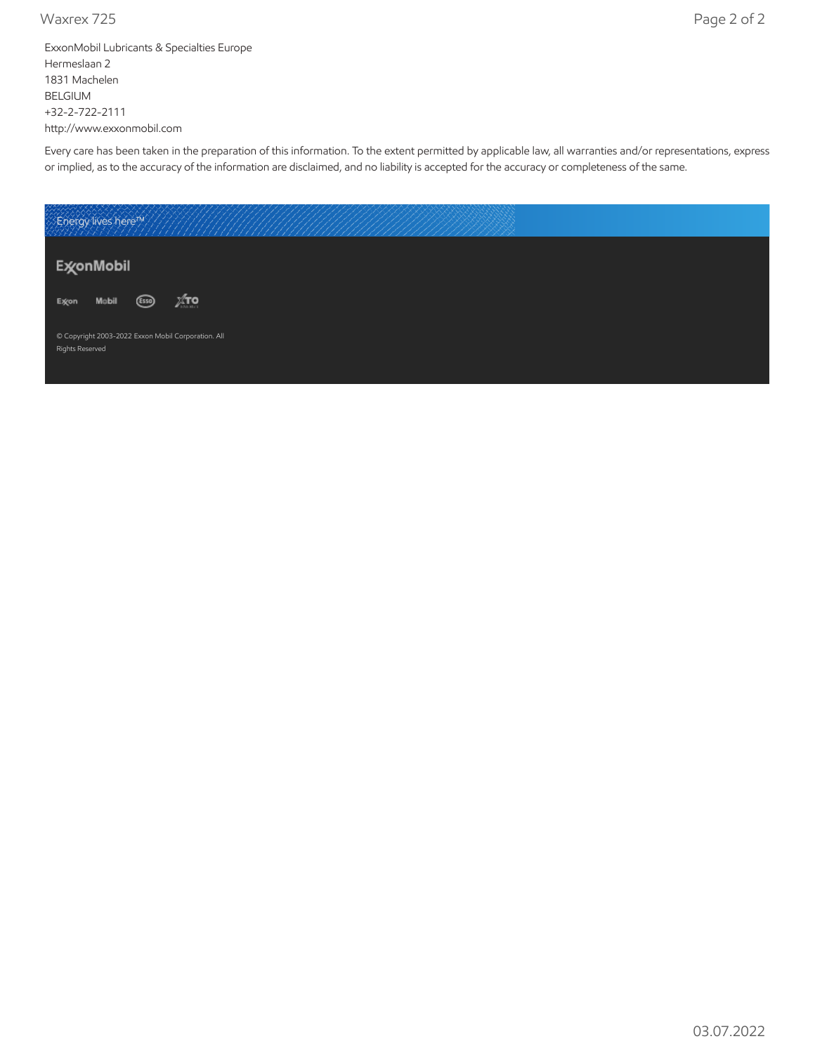ExxonMobil Lubricants & Specialties Europe
Hermeslaan 2
1831 Machelen
BELGIUM
+32-2-722-2111
http://www.exxonmobil.com

Every care has been taken in the preparation of this information. To the extent permitted by applicable law, all warranties and/or representations, express or implied, as to the accuracy of the information are disclaimed, and no liability is accepted for the accuracy or completeness of the same.

Energy lives here™

ExxonMobil

Exxon Mobil Esso XTO

© Copyright 2003-2022 Exxon Mobil Corporation. All Rights Reserved